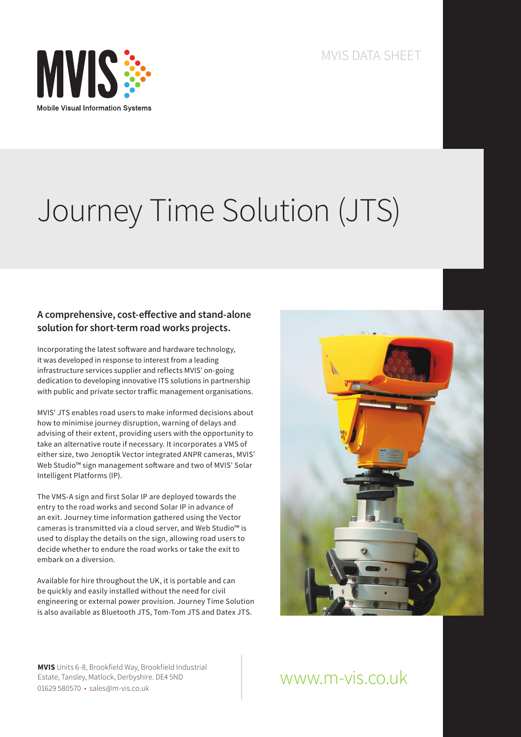MVIS

Mobile Visual Information Systems

MVIS DATA SHEET

# Journey Time Solution (JTS)

### A comprehensive, cost-effective and stand-alone solution for short-term road works projects.

Incorporating the latest software and hardware technology, it was developed in response to interest from a leading infrastructure services supplier and reflects MVIS' on-going dedication to developing innovative ITS solutions in partnership with public and private sector traffic management organisations.

MVIS' JTS enables road users to make informed decisions about how to minimise journey disruption, warning of delays and advising of their extent, providing users with the opportunity to take an alternative route if necessary. It incorporates a VMS of either size, two Jenoptik Vector integrated ANPR cameras, MVIS' Web Studio™ sign management software and two of MVIS' Solar Intelligent Platforms (IP).

The VMS-A sign and first Solar IP are deployed towards the entry to the road works and second Solar IP in advance of an exit. Journey time information gathered using the Vector cameras is transmitted via a cloud server, and Web Studio™ is used to display the details on the sign, allowing road users to decide whether to endure the road works or take the exit to embark on a diversion.

Available for hire throughout the UK, it is portable and can be quickly and easily installed without the need for civil engineering or external power provision. Journey Time Solution is also available as Bluetooth JTS, Tom-Tom JTS and Datex JTS.

**MVIS** Units 6-8, Brookfield Way, Brookfield Industrial Estate, Tansley, Matlock, Derbyshire. DE4 5ND
01629 580570 • sales@m-vis.co.uk

www.m-vis.co.uk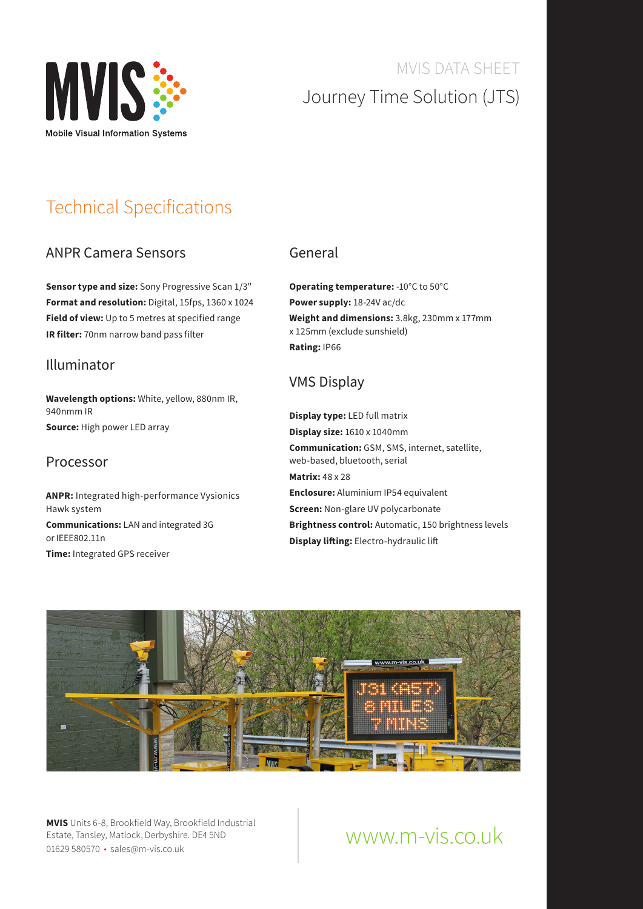**MVIS** Mobile Visual Information Systems

MVIS DATA SHEET

# Journey Time Solution (JTS)

## Technical Specifications

### ANPR Camera Sensors

**Sensor type and size:** Sony Progressive Scan 1/3"
**Format and resolution:** Digital, 15fps, 1360 x 1024
**Field of view:** Up to 5 metres at specified range
**IR filter:** 70nm narrow band pass filter

### Illuminator

**Wavelength options:** White, yellow, 880nm IR, 940nmm IR
**Source:** High power LED array

### Processor

**ANPR:** Integrated high-performance Vysionics Hawk system
**Communications:** LAN and integrated 3G or IEEE802.11n
**Time:** Integrated GPS receiver

### General

**Operating temperature:** -10°C to 50°C
**Power supply:** 18-24V ac/dc
**Weight and dimensions:** 3.8kg, 230mm x 177mm x 125mm (exclude sunshield)
**Rating:** IP66

### VMS Display

**Display type:** LED full matrix
**Display size:** 1610 x 1040mm
**Communication:** GSM, SMS, internet, satellite, web-based, bluetooth, serial
**Matrix:** 48 x 28
**Enclosure:** Aluminium IP54 equivalent
**Screen:** Non-glare UV polycarbonate
**Brightness control:** Automatic, 150 brightness levels
**Display lifting:** Electro-hydraulic lift

**MVIS** Units 6-8, Brookfield Way, Brookfield Industrial Estate, Tansley, Matlock, Derbyshire. DE4 5ND
01629 580570 • sales@m-vis.co.uk

www.m-vis.co.uk